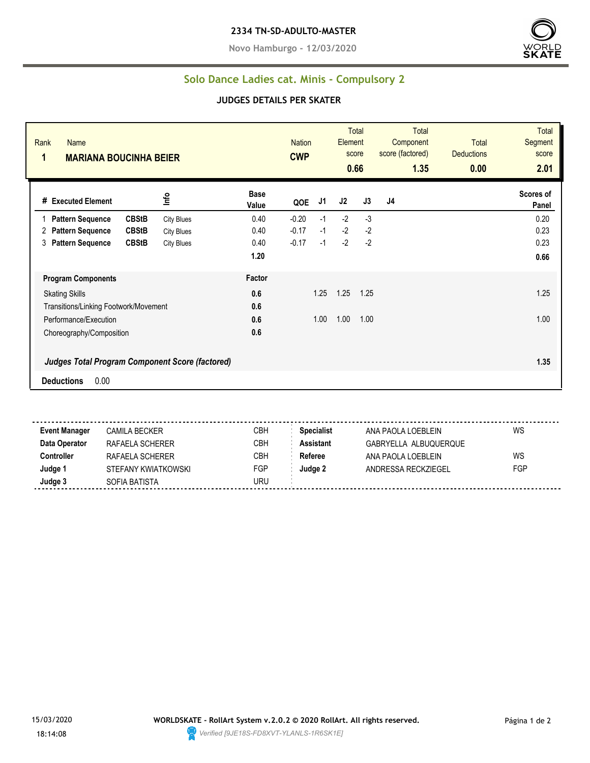**2334 TN-SD-ADULTO-MASTER**

**Novo Hamburgo - 12/03/2020**

## Solo Dance Ladies cat. Minis - Compulsory 2

### JUDGES DETAILS PER SKATER

| Rank | Name | Nation | Total Element score | Total Component score (factored) | Total Deductions | Total Segment score |
|---|---|---|---|---|---|---|
| 1 | MARIANA BOUCINHA BEIER | CWP | 0.66 | 1.35 | 0.00 | 2.01 |

| # | Executed Element | | Info | Base Value | QOE | J1 | J2 | J3 | J4 | Scores of Panel |
|---|---|---|---|---|---|---|---|---|---|---|
| 1 | Pattern Sequence | CBStB | City Blues | 0.40 | -0.20 | -1 | -2 | -3 | | 0.20 |
| 2 | Pattern Sequence | CBStB | City Blues | 0.40 | -0.17 | -1 | -2 | -2 | | 0.23 |
| 3 | Pattern Sequence | CBStB | City Blues | 0.40 | -0.17 | -1 | -2 | -2 | | 0.23 |
| | | | | 1.20 | | | | | | 0.66 |

| Program Components | Factor | J1 | J2 | J3 | J4 | |
|---|---|---|---|---|---|---|
| Skating Skills | 0.6 | 1.25 | 1.25 | 1.25 | | 1.25 |
| Transitions/Linking Footwork/Movement | 0.6 | | | | | |
| Performance/Execution | 0.6 | 1.00 | 1.00 | 1.00 | | 1.00 |
| Choreography/Composition | 0.6 | | | | | |
| ***Judges Total Program Component Score (factored)*** | | | | | | 1.35 |

**Deductions** 0.00

| | | | | | |
|---|---|---|---|---|---|
| **Event Manager** | CAMILA BECKER | CBH | **Specialist** | ANA PAOLA LOEBLEIN | WS |
| **Data Operator** | RAFAELA SCHERER | CBH | **Assistant** | GABRYELLA ALBUQUERQUE | |
| **Controller** | RAFAELA SCHERER | CBH | **Referee** | ANA PAOLA LOEBLEIN | WS |
| **Judge 1** | STEFANY KWIATKOWSKI | FGP | **Judge 2** | ANDRESSA RECKZIEGEL | FGP |
| **Judge 3** | SOFIA BATISTA | URU | | | |

15/03/2020 18:14:08

**WORLDSKATE - RollArt System v.2.0.2 © 2020 RollArt. All rights reserved.**

*Verified [9JE18S-FD8XVT-YLANLS-1R6SK1E]*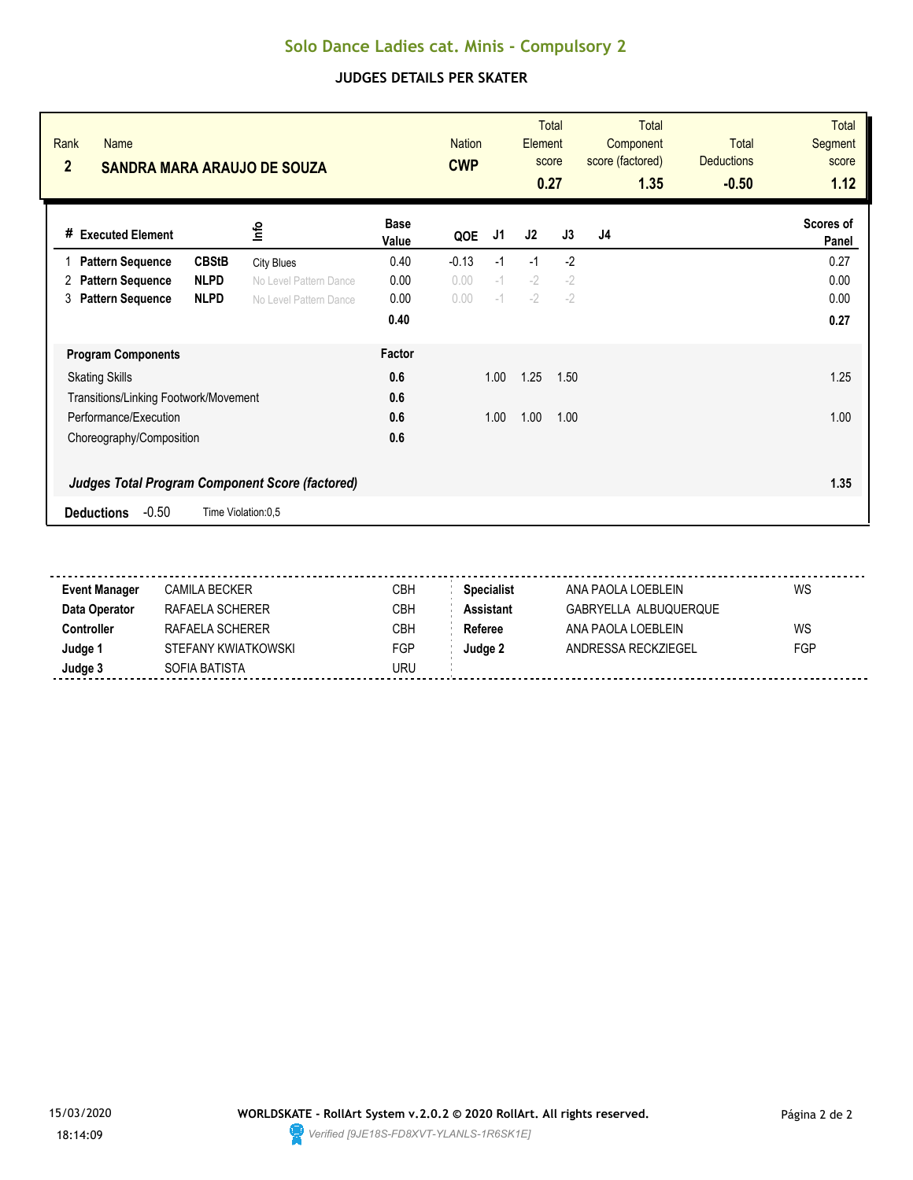# Solo Dance Ladies cat. Minis - Compulsory 2

## JUDGES DETAILS PER SKATER

| Rank | Name | Nation | Total Element score | Total Component score (factored) | Total Deductions | Total Segment score |
|---|---|---|---|---|---|---|
| 2 | SANDRA MARA ARAUJO DE SOUZA | CWP | 0.27 | 1.35 | -0.50 | 1.12 |

| # | Executed Element | | Info | Base Value | QOE | J1 | J2 | J3 | J4 | Scores of Panel |
|---|---|---|---|---|---|---|---|---|---|---|
| 1 | Pattern Sequence | CBStB | City Blues | 0.40 | -0.13 | -1 | -1 | -2 | | 0.27 |
| 2 | Pattern Sequence | NLPD | No Level Pattern Dance | 0.00 | 0.00 | -1 | -2 | -2 | | 0.00 |
| 3 | Pattern Sequence | NLPD | No Level Pattern Dance | 0.00 | 0.00 | -1 | -2 | -2 | | 0.00 |
| | | | | 0.40 | | | | | | 0.27 |

| Program Components | Factor | J1 | J2 | J3 | J4 | Scores of Panel |
|---|---|---|---|---|---|---|
| Skating Skills | 0.6 | 1.00 | 1.25 | 1.50 | | 1.25 |
| Transitions/Linking Footwork/Movement | 0.6 | | | | | |
| Performance/Execution | 0.6 | 1.00 | 1.00 | 1.00 | | 1.00 |
| Choreography/Composition | 0.6 | | | | | |
| ***Judges Total Program Component Score (factored)*** | | | | | | 1.35 |

**Deductions** -0.50 Time Violation:0,5

| | | | | | |
|---|---|---|---|---|---|
| **Event Manager** | CAMILA BECKER | CBH | **Specialist** | ANA PAOLA LOEBLEIN | WS |
| **Data Operator** | RAFAELA SCHERER | CBH | **Assistant** | GABRYELLA ALBUQUERQUE | |
| **Controller** | RAFAELA SCHERER | CBH | **Referee** | ANA PAOLA LOEBLEIN | WS |
| **Judge 1** | STEFANY KWIATKOWSKI | FGP | **Judge 2** | ANDRESSA RECKZIEGEL | FGP |
| **Judge 3** | SOFIA BATISTA | URU | | | |

15/03/2020 18:14:09

**WORLDSKATE - RollArt System v.2.0.2 © 2020 RollArt. All rights reserved.**

*Verified [9JE18S-FD8XVT-YLANLS-1R6SK1E]*